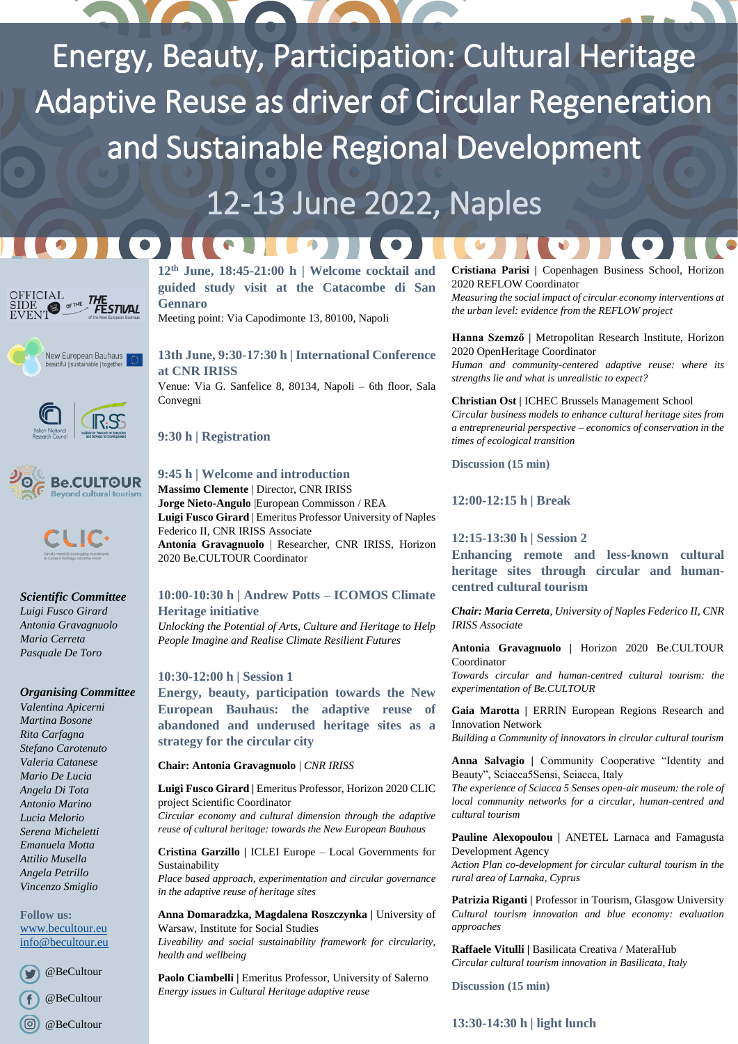# Energy, Beauty, Participation: Cultural Heritage Adaptive Reuse as driver of Circular Regeneration and Sustainable Regional Development

## 12-13 June 2022, Naples

OFFICIAL SIDE EVENT OF THE FESTIVAL of the New European Bauhaus

New European Bauhaus beautiful | sustainable | together

Italian National Research Council | IRISS Institute for Research on Innovation and Services for Development

Be.CULTOUR Beyond cultural tourism

CLIC Circular models Leveraging Investments in Cultural heritage adaptive reuse

***Scientific Committee***

*Luigi Fusco Girard*
*Antonia Gravagnuolo*
*Maria Cerreta*
*Pasquale De Toro*

***Organising Committee***

*Valentina Apicerni*
*Martina Bosone*
*Rita Carfagna*
*Stefano Carotenuto*
*Valeria Catanese*
*Mario De Lucia*
*Angela Di Tota*
*Antonio Marino*
*Lucia Melorio*
*Serena Micheletti*
*Emanuela Motta*
*Attilio Musella*
*Angela Petrillo*
*Vincenzo Smiglio*

**Follow us:**
www.becultour.eu
info@becultour.eu

@BeCultour
@BeCultour
@BeCultour

### 12th June, 18:45-21:00 h | Welcome cocktail and guided study visit at the Catacombe di San Gennaro

Meeting point: Via Capodimonte 13, 80100, Napoli

### 13th June, 9:30-17:30 h | International Conference at CNR IRISS

Venue: Via G. Sanfelice 8, 80134, Napoli – 6th floor, Sala Convegni

### 9:30 h | Registration

### 9:45 h | Welcome and introduction

**Massimo Clemente** | Director, CNR IRISS
**Jorge Nieto-Angulo** |European Commisson / REA
**Luigi Fusco Girard** | Emeritus Professor University of Naples Federico II, CNR IRISS Associate
**Antonia Gravagnuolo** | Researcher, CNR IRISS, Horizon 2020 Be.CULTOUR Coordinator

### 10:00-10:30 h | Andrew Potts – ICOMOS Climate Heritage initiative

*Unlocking the Potential of Arts, Culture and Heritage to Help People Imagine and Realise Climate Resilient Futures*

### 10:30-12:00 h | Session 1

### Energy, beauty, participation towards the New European Bauhaus: the adaptive reuse of abandoned and underused heritage sites as a strategy for the circular city

**Chair: Antonia Gravagnuolo** | *CNR IRISS*

**Luigi Fusco Girard** | Emeritus Professor, Horizon 2020 CLIC project Scientific Coordinator
*Circular economy and cultural dimension through the adaptive reuse of cultural heritage: towards the New European Bauhaus*

**Cristina Garzillo** | ICLEI Europe – Local Governments for Sustainability
*Place based approach, experimentation and circular governance in the adaptive reuse of heritage sites*

**Anna Domaradzka, Magdalena Roszczynka** | University of Warsaw, Institute for Social Studies
*Liveability and social sustainability framework for circularity, health and wellbeing*

**Paolo Ciambelli** | Emeritus Professor, University of Salerno
*Energy issues in Cultural Heritage adaptive reuse*

**Cristiana Parisi** | Copenhagen Business School, Horizon 2020 REFLOW Coordinator
*Measuring the social impact of circular economy interventions at the urban level: evidence from the REFLOW project*

**Hanna Szemző** | Metropolitan Research Institute, Horizon 2020 OpenHeritage Coordinator
*Human and community-centered adaptive reuse: where its strengths lie and what is unrealistic to expect?*

**Christian Ost** | ICHEC Brussels Management School
*Circular business models to enhance cultural heritage sites from a entrepreneurial perspective – economics of conservation in the times of ecological transition*

**Discussion (15 min)**

### 12:00-12:15 h | Break

### 12:15-13:30 h | Session 2

### Enhancing remote and less-known cultural heritage sites through circular and human-centred cultural tourism

***Chair: Maria Cerreta**, University of Naples Federico II, CNR IRISS Associate*

**Antonia Gravagnuolo** | Horizon 2020 Be.CULTOUR Coordinator
*Towards circular and human-centred cultural tourism: the experimentation of Be.CULTOUR*

**Gaia Marotta** | ERRIN European Regions Research and Innovation Network
*Building a Community of innovators in circular cultural tourism*

**Anna Salvagio** | Community Cooperative "Identity and Beauty", Sciacca5Sensi, Sciacca, Italy
*The experience of Sciacca 5 Senses open-air museum: the role of local community networks for a circular, human-centred and cultural tourism*

**Pauline Alexopoulou** | ANETEL Larnaca and Famagusta Development Agency
*Action Plan co-development for circular cultural tourism in the rural area of Larnaka, Cyprus*

**Patrizia Riganti** | Professor in Tourism, Glasgow University
*Cultural tourism innovation and blue economy: evaluation approaches*

**Raffaele Vitulli** | Basilicata Creativa / MateraHub
*Circular cultural tourism innovation in Basilicata, Italy*

**Discussion (15 min)**

### 13:30-14:30 h | light lunch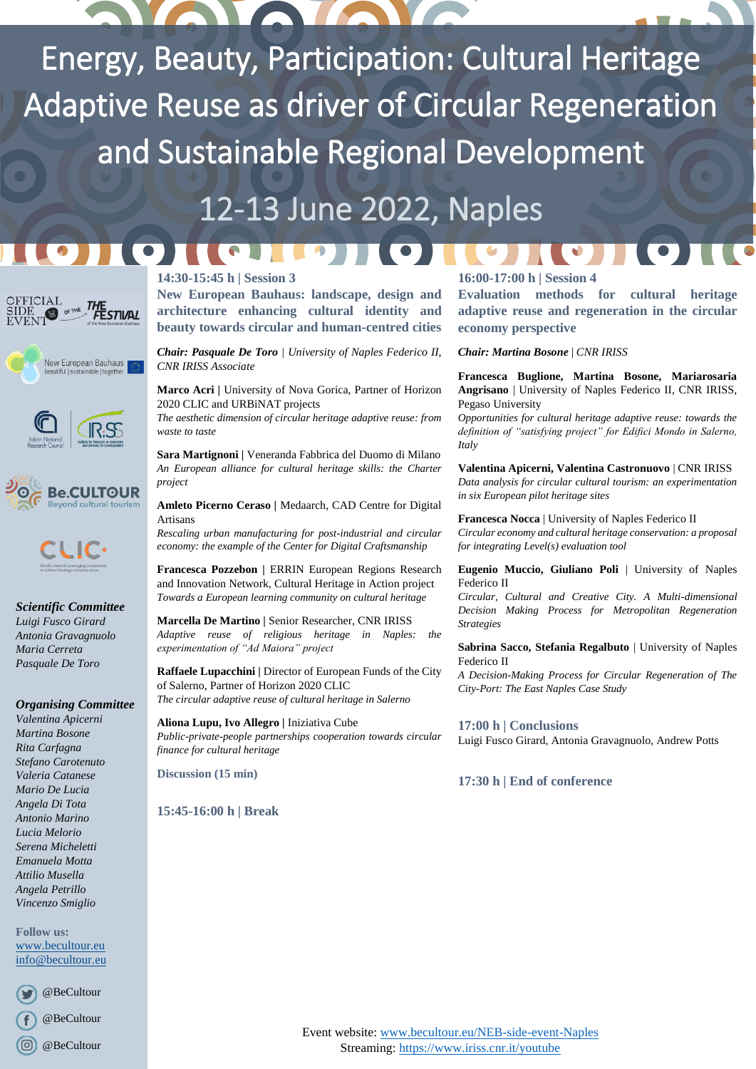# Energy, Beauty, Participation: Cultural Heritage Adaptive Reuse as driver of Circular Regeneration and Sustainable Regional Development

## 12-13 June 2022, Naples

OFFICIAL SIDE EVENT OF THE FESTIVAL of the New European Bauhaus

New European Bauhaus beautiful | sustainable | together

Italian National Research Council

IRISS Institute for Research on Innovation and Services for Development

Be.CULTOUR Beyond cultural tourism

CLIC Circular models Leveraging Investments in Cultural heritage adaptive reuse

**_Scientific Committee_**

*Luigi Fusco Girard*
*Antonia Gravagnuolo*
*Maria Cerreta*
*Pasquale De Toro*

**_Organising Committee_**

*Valentina Apicerni*
*Martina Bosone*
*Rita Carfagna*
*Stefano Carotenuto*
*Valeria Catanese*
*Mario De Lucia*
*Angela Di Tota*
*Antonio Marino*
*Lucia Melorio*
*Serena Micheletti*
*Emanuela Motta*
*Attilio Musella*
*Angela Petrillo*
*Vincenzo Smiglio*

**Follow us:**
www.becultour.eu
info@becultour.eu

@BeCultour
@BeCultour
@BeCultour

### 14:30-15:45 h | Session 3

**New European Bauhaus: landscape, design and architecture enhancing cultural identity and beauty towards circular and human-centred cities**

***Chair: Pasquale De Toro*** *| University of Naples Federico II, CNR IRISS Associate*

**Marco Acri** | University of Nova Gorica, Partner of Horizon 2020 CLIC and URBiNAT projects
*The aesthetic dimension of circular heritage adaptive reuse: from waste to taste*

**Sara Martignoni** | Veneranda Fabbrica del Duomo di Milano
*An European alliance for cultural heritage skills: the Charter project*

**Amleto Picerno Ceraso** | Medaarch, CAD Centre for Digital Artisans
*Rescaling urban manufacturing for post-industrial and circular economy: the example of the Center for Digital Craftsmanship*

**Francesca Pozzebon** | ERRIN European Regions Research and Innovation Network, Cultural Heritage in Action project
*Towards a European learning community on cultural heritage*

**Marcella De Martino** | Senior Researcher, CNR IRISS
*Adaptive reuse of religious heritage in Naples: the experimentation of "Ad Maiora" project*

**Raffaele Lupacchini** | Director of European Funds of the City of Salerno, Partner of Horizon 2020 CLIC
*The circular adaptive reuse of cultural heritage in Salerno*

**Aliona Lupu, Ivo Allegro** | Iniziativa Cube
*Public-private-people partnerships cooperation towards circular finance for cultural heritage*

**Discussion (15 min)**

### 15:45-16:00 h | Break

### 16:00-17:00 h | Session 4

**Evaluation methods for cultural heritage adaptive reuse and regeneration in the circular economy perspective**

***Chair: Martina Bosone*** *| CNR IRISS*

**Francesca Buglione, Martina Bosone, Mariarosaria Angrisano** | University of Naples Federico II, CNR IRISS, Pegaso University
*Opportunities for cultural heritage adaptive reuse: towards the definition of "satisfying project" for Edifici Mondo in Salerno, Italy*

**Valentina Apicerni, Valentina Castronuovo** | CNR IRISS
*Data analysis for circular cultural tourism: an experimentation in six European pilot heritage sites*

**Francesca Nocca** | University of Naples Federico II
*Circular economy and cultural heritage conservation: a proposal for integrating Level(s) evaluation tool*

**Eugenio Muccio, Giuliano Poli** | University of Naples Federico II
*Circular, Cultural and Creative City. A Multi-dimensional Decision Making Process for Metropolitan Regeneration Strategies*

**Sabrina Sacco, Stefania Regalbuto** | University of Naples Federico II
*A Decision-Making Process for Circular Regeneration of The City-Port: The East Naples Case Study*

### 17:00 h | Conclusions

Luigi Fusco Girard, Antonia Gravagnuolo, Andrew Potts

### 17:30 h | End of conference

Event website: www.becultour.eu/NEB-side-event-Naples
Streaming: https://www.iriss.cnr.it/youtube